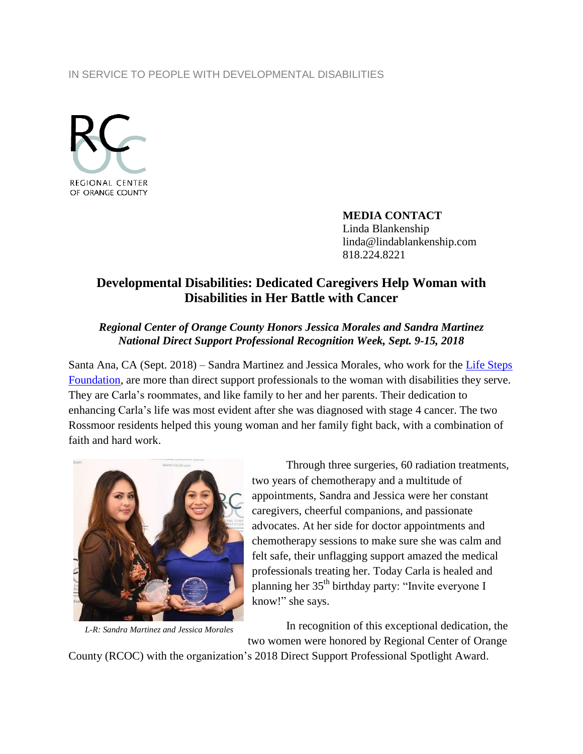IN SERVICE TO PEOPLE WITH DEVELOPMENTAL DISABILITIES

REGIONAL CENTER OF ORANGE COUNTY

**MEDIA CONTACT**
Linda Blankenship
linda@lindablankenship.com
818.224.8221

# Developmental Disabilities: Dedicated Caregivers Help Woman with Disabilities in Her Battle with Cancer

***Regional Center of Orange County Honors Jessica Morales and Sandra Martinez National Direct Support Professional Recognition Week, Sept. 9-15, 2018***

Santa Ana, CA (Sept. 2018) – Sandra Martinez and Jessica Morales, who work for the Life Steps Foundation, are more than direct support professionals to the woman with disabilities they serve. They are Carla's roommates, and like family to her and her parents. Their dedication to enhancing Carla's life was most evident after she was diagnosed with stage 4 cancer. The two Rossmoor residents helped this young woman and her family fight back, with a combination of faith and hard work.

*L-R: Sandra Martinez and Jessica Morales*

Through three surgeries, 60 radiation treatments, two years of chemotherapy and a multitude of appointments, Sandra and Jessica were her constant caregivers, cheerful companions, and passionate advocates. At her side for doctor appointments and chemotherapy sessions to make sure she was calm and felt safe, their unflagging support amazed the medical professionals treating her. Today Carla is healed and planning her 35th birthday party: "Invite everyone I know!" she says.

In recognition of this exceptional dedication, the two women were honored by Regional Center of Orange County (RCOC) with the organization's 2018 Direct Support Professional Spotlight Award.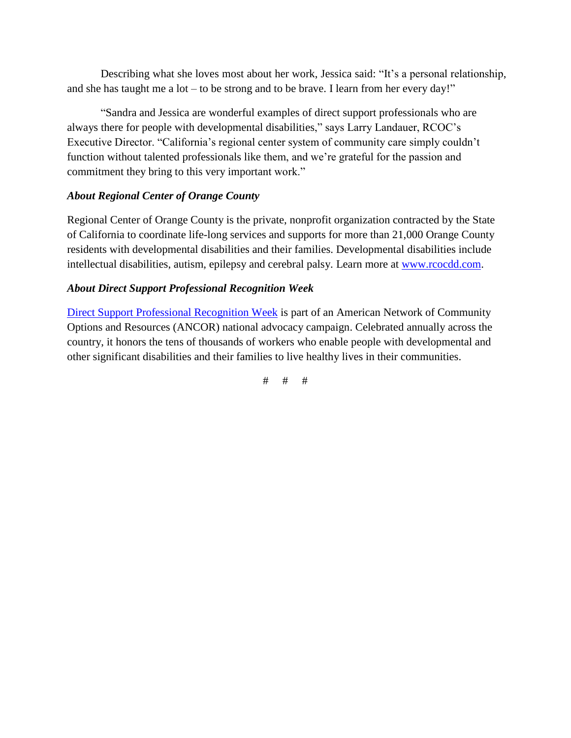Describing what she loves most about her work, Jessica said: "It's a personal relationship, and she has taught me a lot – to be strong and to be brave. I learn from her every day!"

"Sandra and Jessica are wonderful examples of direct support professionals who are always there for people with developmental disabilities," says Larry Landauer, RCOC's Executive Director. "California's regional center system of community care simply couldn't function without talented professionals like them, and we're grateful for the passion and commitment they bring to this very important work."

***About Regional Center of Orange County***

Regional Center of Orange County is the private, nonprofit organization contracted by the State of California to coordinate life-long services and supports for more than 21,000 Orange County residents with developmental disabilities and their families. Developmental disabilities include intellectual disabilities, autism, epilepsy and cerebral palsy. Learn more at www.rcocdd.com.

***About Direct Support Professional Recognition Week***

Direct Support Professional Recognition Week is part of an American Network of Community Options and Resources (ANCOR) national advocacy campaign. Celebrated annually across the country, it honors the tens of thousands of workers who enable people with developmental and other significant disabilities and their families to live healthy lives in their communities.

\# # #